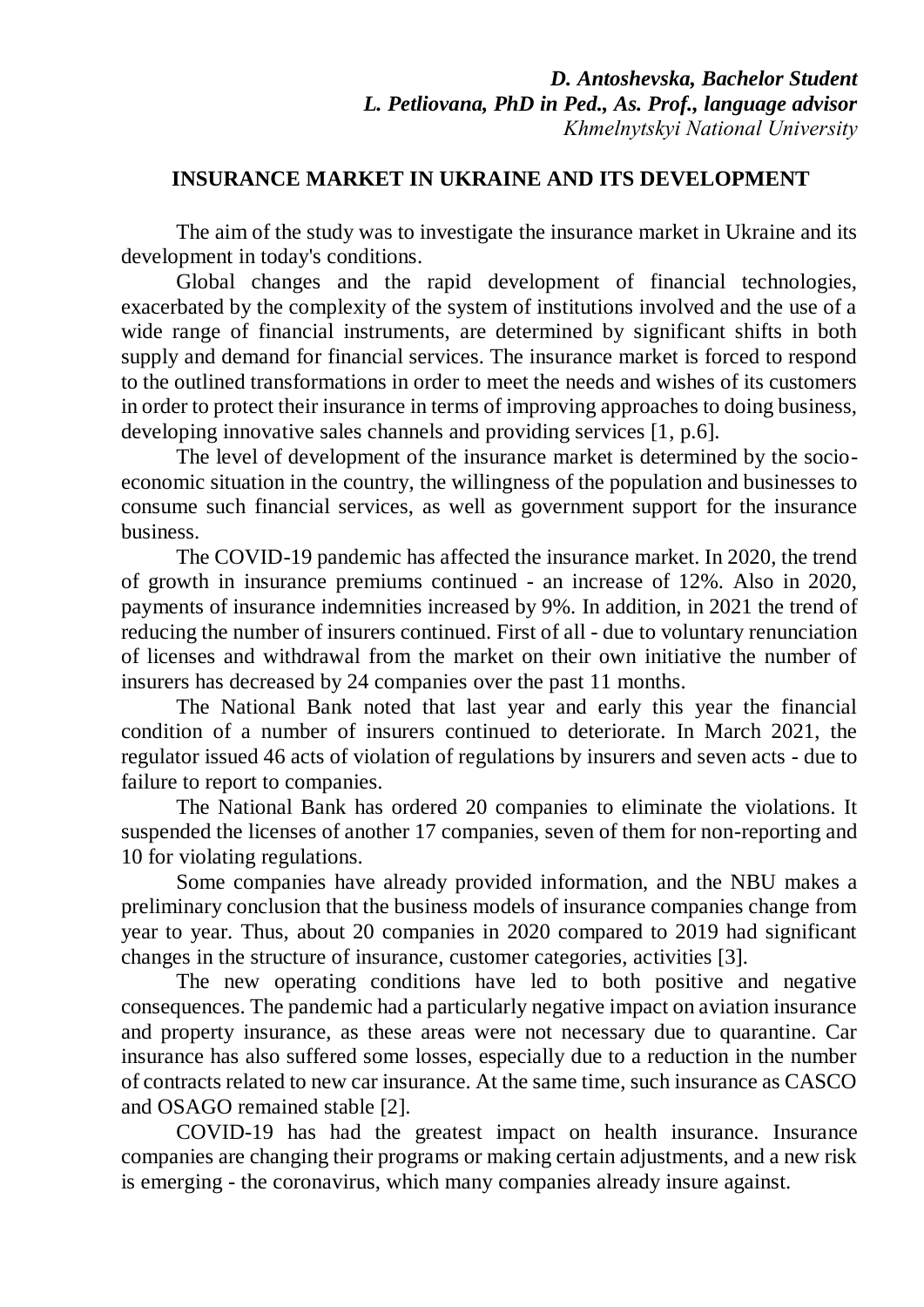***D. Antoshevska, Bachelor Student***
***L. Petliovana, PhD in Ped., As. Prof., language advisor***
*Khmelnytskyi National University*

## INSURANCE MARKET IN UKRAINE AND ITS DEVELOPMENT

The aim of the study was to investigate the insurance market in Ukraine and its development in today's conditions.

Global changes and the rapid development of financial technologies, exacerbated by the complexity of the system of institutions involved and the use of a wide range of financial instruments, are determined by significant shifts in both supply and demand for financial services. The insurance market is forced to respond to the outlined transformations in order to meet the needs and wishes of its customers in order to protect their insurance in terms of improving approaches to doing business, developing innovative sales channels and providing services [1, p.6].

The level of development of the insurance market is determined by the socio-economic situation in the country, the willingness of the population and businesses to consume such financial services, as well as government support for the insurance business.

The COVID-19 pandemic has affected the insurance market. In 2020, the trend of growth in insurance premiums continued - an increase of 12%. Also in 2020, payments of insurance indemnities increased by 9%. In addition, in 2021 the trend of reducing the number of insurers continued. First of all - due to voluntary renunciation of licenses and withdrawal from the market on their own initiative the number of insurers has decreased by 24 companies over the past 11 months.

The National Bank noted that last year and early this year the financial condition of a number of insurers continued to deteriorate. In March 2021, the regulator issued 46 acts of violation of regulations by insurers and seven acts - due to failure to report to companies.

The National Bank has ordered 20 companies to eliminate the violations. It suspended the licenses of another 17 companies, seven of them for non-reporting and 10 for violating regulations.

Some companies have already provided information, and the NBU makes a preliminary conclusion that the business models of insurance companies change from year to year. Thus, about 20 companies in 2020 compared to 2019 had significant changes in the structure of insurance, customer categories, activities [3].

The new operating conditions have led to both positive and negative consequences. The pandemic had a particularly negative impact on aviation insurance and property insurance, as these areas were not necessary due to quarantine. Car insurance has also suffered some losses, especially due to a reduction in the number of contracts related to new car insurance. At the same time, such insurance as CASCO and OSAGO remained stable [2].

COVID-19 has had the greatest impact on health insurance. Insurance companies are changing their programs or making certain adjustments, and a new risk is emerging - the coronavirus, which many companies already insure against.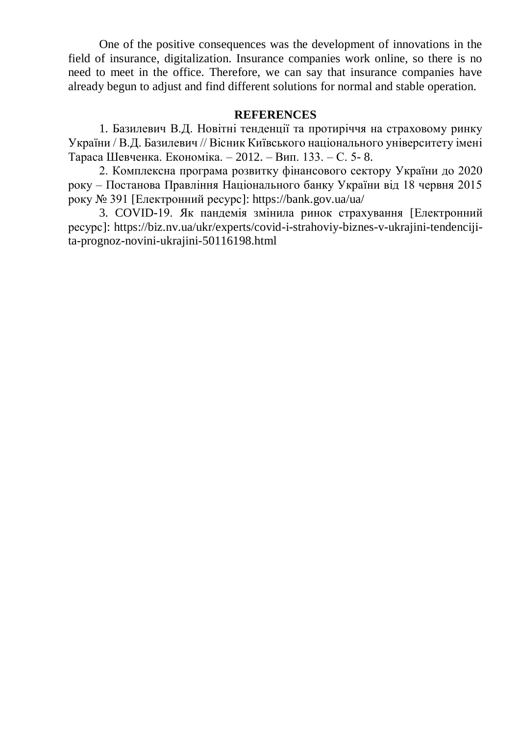One of the positive consequences was the development of innovations in the field of insurance, digitalization. Insurance companies work online, so there is no need to meet in the office. Therefore, we can say that insurance companies have already begun to adjust and find different solutions for normal and stable operation.

## REFERENCES

1. Базилевич В.Д. Новітні тенденції та протиріччя на страховому ринку України / В.Д. Базилевич // Вісник Київського національного університету імені Тараса Шевченка. Економіка. – 2012. – Вип. 133. – С. 5- 8.
2. Комплексна програма розвитку фінансового сектору України до 2020 року – Постанова Правління Національного банку України від 18 червня 2015 року № 391 [Електронний ресурс]: https://bank.gov.ua/ua/
3. COVID-19. Як пандемія змінила ринок страхування [Електронний ресурс]: https://biz.nv.ua/ukr/experts/covid-i-strahoviy-biznes-v-ukrajini-tendenciji-ta-prognoz-novini-ukrajini-50116198.html